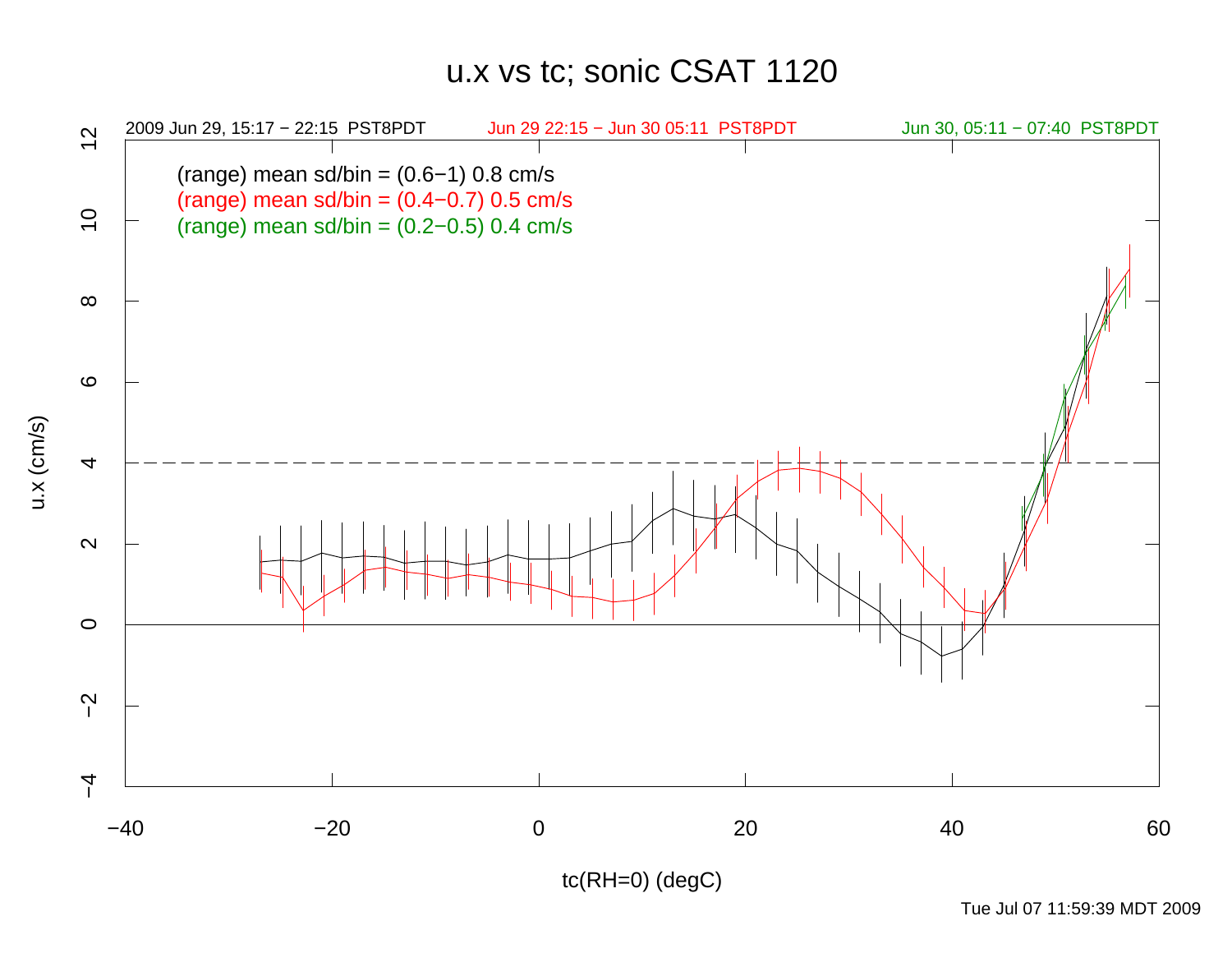# u.x vs tc; sonic CSAT 1120

2009 Jun 29, 15:17 − 22:15 PST8PDT

Jun 29 22:15 − Jun 30 05:11 PST8PDT

Jun 30, 05:11 − 07:40 PST8PDT

(range) mean sd/bin = (0.6−1) 0.8 cm/s

(range) mean sd/bin = (0.4−0.7) 0.5 cm/s

(range) mean sd/bin = (0.2−0.5) 0.4 cm/s

u.x (cm/s)

tc(RH=0) (degC)

Tue Jul 07 11:59:39 MDT 2009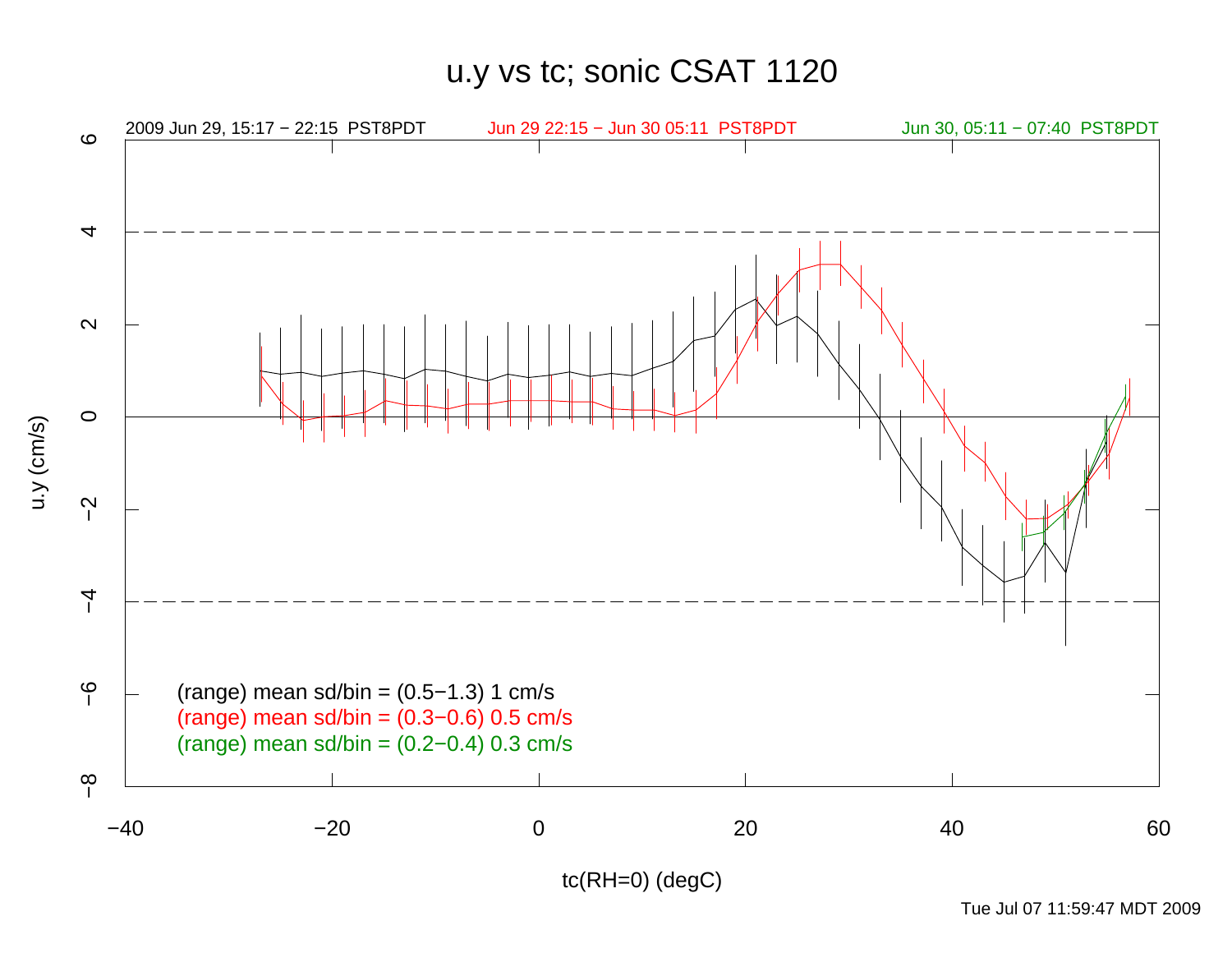# u.y vs tc; sonic CSAT 1120

2009 Jun 29, 15:17 − 22:15 PST8PDT

Jun 29 22:15 − Jun 30 05:11 PST8PDT

Jun 30, 05:11 − 07:40 PST8PDT

u.y (cm/s)

tc(RH=0) (degC)

(range) mean sd/bin = (0.5−1.3) 1 cm/s

(range) mean sd/bin = (0.3−0.6) 0.5 cm/s

(range) mean sd/bin = (0.2−0.4) 0.3 cm/s

Tue Jul 07 11:59:47 MDT 2009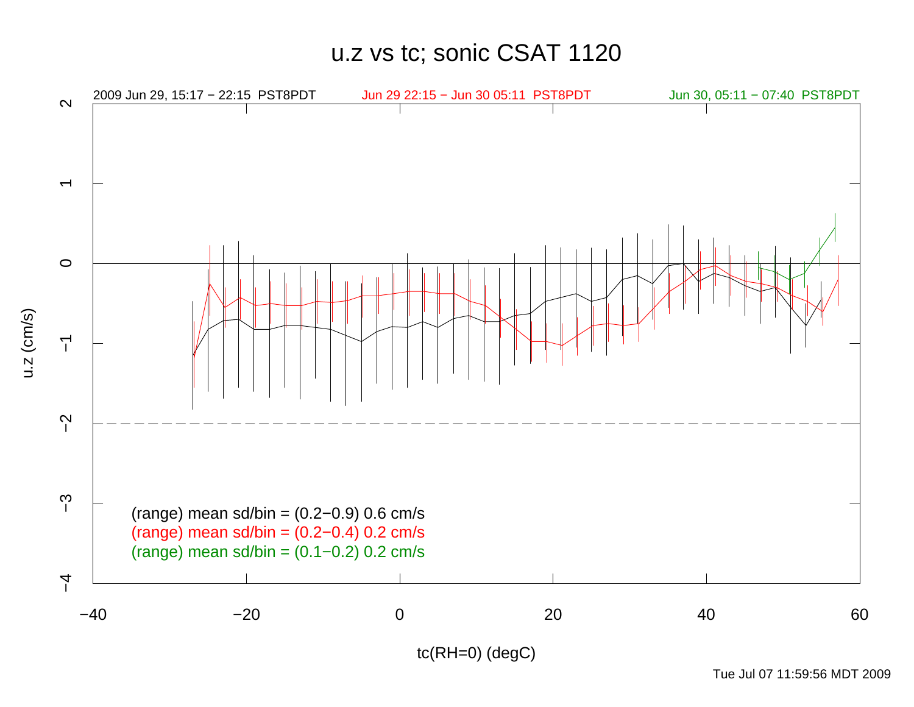# u.z vs tc; sonic CSAT 1120

2009 Jun 29, 15:17 − 22:15 PST8PDT

Jun 29 22:15 − Jun 30 05:11 PST8PDT

Jun 30, 05:11 − 07:40 PST8PDT

u.z (cm/s)

2
1
0
−1
−2
−3
−4

−40
−20
0
20
40
60

tc(RH=0) (degC)

(range) mean sd/bin = (0.2−0.9) 0.6 cm/s

(range) mean sd/bin = (0.2−0.4) 0.2 cm/s

(range) mean sd/bin = (0.1−0.2) 0.2 cm/s

Tue Jul 07 11:59:56 MDT 2009